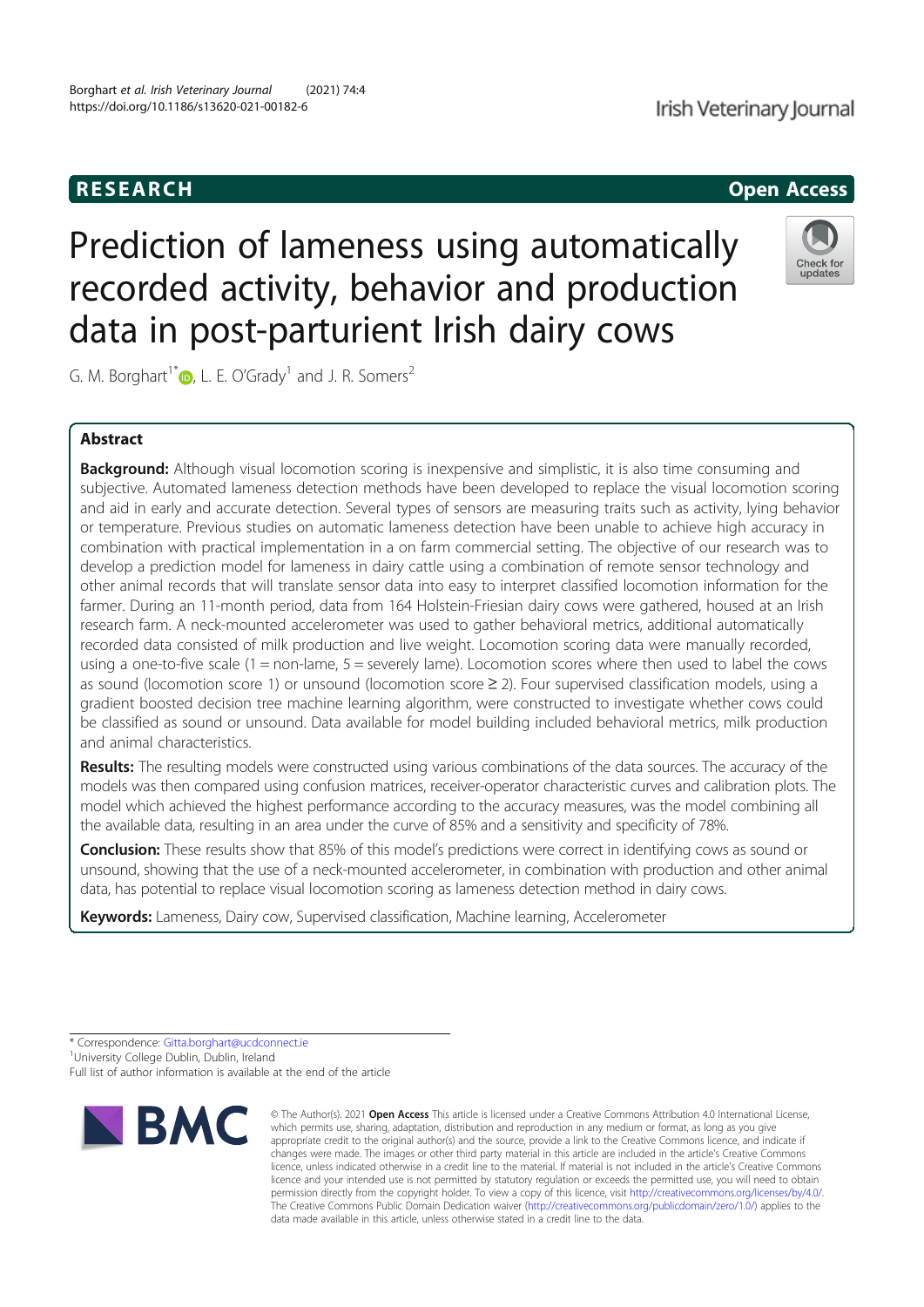RESEARCH

Open Access

# Prediction of lameness using automatically recorded activity, behavior and production data in post-parturient Irish dairy cows

G. M. Borghart[1*], L. E. O'Grady[1] and J. R. Somers[2]

## Abstract

**Background:** Although visual locomotion scoring is inexpensive and simplistic, it is also time consuming and subjective. Automated lameness detection methods have been developed to replace the visual locomotion scoring and aid in early and accurate detection. Several types of sensors are measuring traits such as activity, lying behavior or temperature. Previous studies on automatic lameness detection have been unable to achieve high accuracy in combination with practical implementation in a on farm commercial setting. The objective of our research was to develop a prediction model for lameness in dairy cattle using a combination of remote sensor technology and other animal records that will translate sensor data into easy to interpret classified locomotion information for the farmer. During an 11-month period, data from 164 Holstein-Friesian dairy cows were gathered, housed at an Irish research farm. A neck-mounted accelerometer was used to gather behavioral metrics, additional automatically recorded data consisted of milk production and live weight. Locomotion scoring data were manually recorded, using a one-to-five scale (1 = non-lame, 5 = severely lame). Locomotion scores where then used to label the cows as sound (locomotion score 1) or unsound (locomotion score ≥ 2). Four supervised classification models, using a gradient boosted decision tree machine learning algorithm, were constructed to investigate whether cows could be classified as sound or unsound. Data available for model building included behavioral metrics, milk production and animal characteristics.

**Results:** The resulting models were constructed using various combinations of the data sources. The accuracy of the models was then compared using confusion matrices, receiver-operator characteristic curves and calibration plots. The model which achieved the highest performance according to the accuracy measures, was the model combining all the available data, resulting in an area under the curve of 85% and a sensitivity and specificity of 78%.

**Conclusion:** These results show that 85% of this model's predictions were correct in identifying cows as sound or unsound, showing that the use of a neck-mounted accelerometer, in combination with production and other animal data, has potential to replace visual locomotion scoring as lameness detection method in dairy cows.

**Keywords:** Lameness, Dairy cow, Supervised classification, Machine learning, Accelerometer

\* Correspondence: Gitta.borghart@ucdconnect.ie
[1]University College Dublin, Dublin, Ireland
Full list of author information is available at the end of the article

© The Author(s). 2021 **Open Access** This article is licensed under a Creative Commons Attribution 4.0 International License, which permits use, sharing, adaptation, distribution and reproduction in any medium or format, as long as you give appropriate credit to the original author(s) and the source, provide a link to the Creative Commons licence, and indicate if changes were made. The images or other third party material in this article are included in the article's Creative Commons licence, unless indicated otherwise in a credit line to the material. If material is not included in the article's Creative Commons licence and your intended use is not permitted by statutory regulation or exceeds the permitted use, you will need to obtain permission directly from the copyright holder. To view a copy of this licence, visit http://creativecommons.org/licenses/by/4.0/. The Creative Commons Public Domain Dedication waiver (http://creativecommons.org/publicdomain/zero/1.0/) applies to the data made available in this article, unless otherwise stated in a credit line to the data.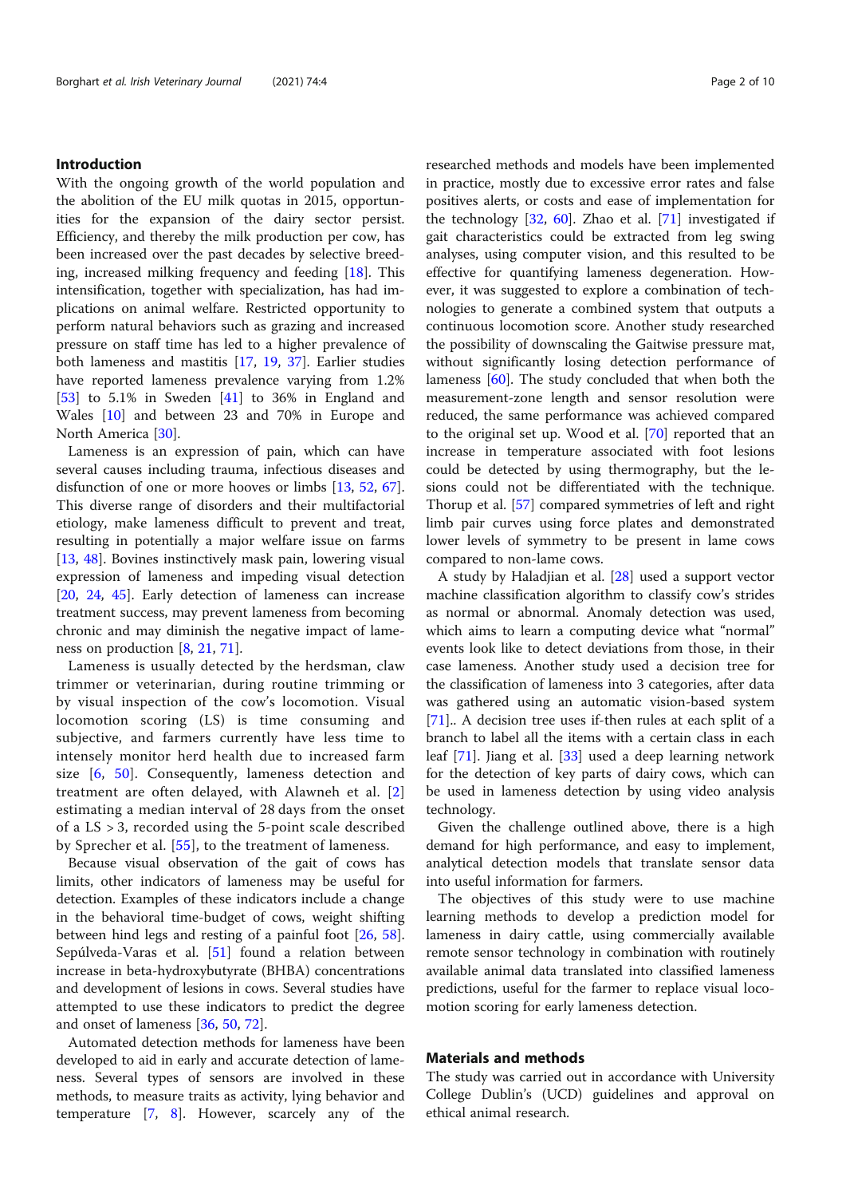## Introduction

With the ongoing growth of the world population and the abolition of the EU milk quotas in 2015, opportunities for the expansion of the dairy sector persist. Efficiency, and thereby the milk production per cow, has been increased over the past decades by selective breeding, increased milking frequency and feeding [18]. This intensification, together with specialization, has had implications on animal welfare. Restricted opportunity to perform natural behaviors such as grazing and increased pressure on staff time has led to a higher prevalence of both lameness and mastitis [17, 19, 37]. Earlier studies have reported lameness prevalence varying from 1.2% [53] to 5.1% in Sweden [41] to 36% in England and Wales [10] and between 23 and 70% in Europe and North America [30].

Lameness is an expression of pain, which can have several causes including trauma, infectious diseases and disfunction of one or more hooves or limbs [13, 52, 67]. This diverse range of disorders and their multifactorial etiology, make lameness difficult to prevent and treat, resulting in potentially a major welfare issue on farms [13, 48]. Bovines instinctively mask pain, lowering visual expression of lameness and impeding visual detection [20, 24, 45]. Early detection of lameness can increase treatment success, may prevent lameness from becoming chronic and may diminish the negative impact of lameness on production [8, 21, 71].

Lameness is usually detected by the herdsman, claw trimmer or veterinarian, during routine trimming or by visual inspection of the cow's locomotion. Visual locomotion scoring (LS) is time consuming and subjective, and farmers currently have less time to intensely monitor herd health due to increased farm size [6, 50]. Consequently, lameness detection and treatment are often delayed, with Alawneh et al. [2] estimating a median interval of 28 days from the onset of a LS > 3, recorded using the 5-point scale described by Sprecher et al. [55], to the treatment of lameness.

Because visual observation of the gait of cows has limits, other indicators of lameness may be useful for detection. Examples of these indicators include a change in the behavioral time-budget of cows, weight shifting between hind legs and resting of a painful foot [26, 58]. Sepúlveda-Varas et al. [51] found a relation between increase in beta-hydroxybutyrate (BHBA) concentrations and development of lesions in cows. Several studies have attempted to use these indicators to predict the degree and onset of lameness [36, 50, 72].

Automated detection methods for lameness have been developed to aid in early and accurate detection of lameness. Several types of sensors are involved in these methods, to measure traits as activity, lying behavior and temperature [7, 8]. However, scarcely any of the researched methods and models have been implemented in practice, mostly due to excessive error rates and false positives alerts, or costs and ease of implementation for the technology [32, 60]. Zhao et al. [71] investigated if gait characteristics could be extracted from leg swing analyses, using computer vision, and this resulted to be effective for quantifying lameness degeneration. However, it was suggested to explore a combination of technologies to generate a combined system that outputs a continuous locomotion score. Another study researched the possibility of downscaling the Gaitwise pressure mat, without significantly losing detection performance of lameness [60]. The study concluded that when both the measurement-zone length and sensor resolution were reduced, the same performance was achieved compared to the original set up. Wood et al. [70] reported that an increase in temperature associated with foot lesions could be detected by using thermography, but the lesions could not be differentiated with the technique. Thorup et al. [57] compared symmetries of left and right limb pair curves using force plates and demonstrated lower levels of symmetry to be present in lame cows compared to non-lame cows.

A study by Haladjian et al. [28] used a support vector machine classification algorithm to classify cow's strides as normal or abnormal. Anomaly detection was used, which aims to learn a computing device what "normal" events look like to detect deviations from those, in their case lameness. Another study used a decision tree for the classification of lameness into 3 categories, after data was gathered using an automatic vision-based system [71].. A decision tree uses if-then rules at each split of a branch to label all the items with a certain class in each leaf [71]. Jiang et al. [33] used a deep learning network for the detection of key parts of dairy cows, which can be used in lameness detection by using video analysis technology.

Given the challenge outlined above, there is a high demand for high performance, and easy to implement, analytical detection models that translate sensor data into useful information for farmers.

The objectives of this study were to use machine learning methods to develop a prediction model for lameness in dairy cattle, using commercially available remote sensor technology in combination with routinely available animal data translated into classified lameness predictions, useful for the farmer to replace visual locomotion scoring for early lameness detection.

## Materials and methods

The study was carried out in accordance with University College Dublin's (UCD) guidelines and approval on ethical animal research.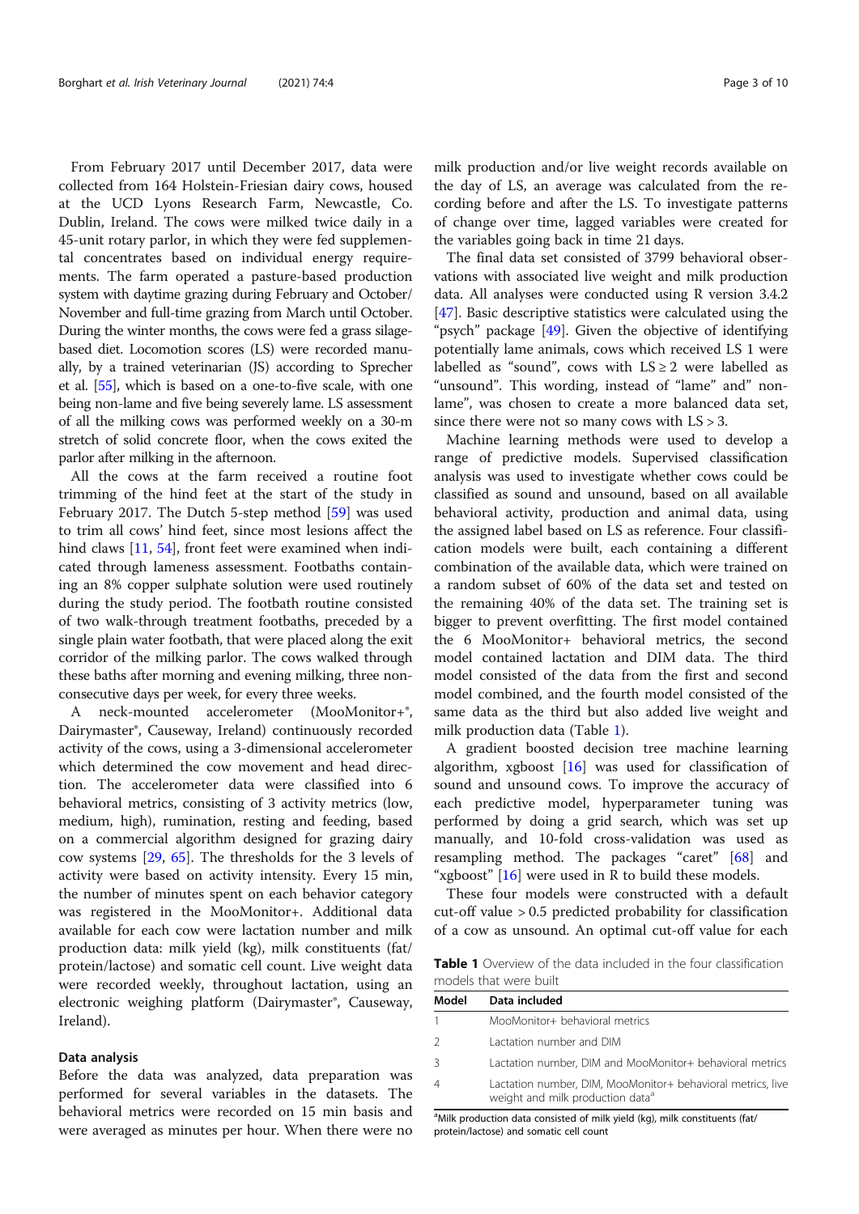From February 2017 until December 2017, data were collected from 164 Holstein-Friesian dairy cows, housed at the UCD Lyons Research Farm, Newcastle, Co. Dublin, Ireland. The cows were milked twice daily in a 45-unit rotary parlor, in which they were fed supplemental concentrates based on individual energy requirements. The farm operated a pasture-based production system with daytime grazing during February and October/November and full-time grazing from March until October. During the winter months, the cows were fed a grass silage-based diet. Locomotion scores (LS) were recorded manually, by a trained veterinarian (JS) according to Sprecher et al. [55], which is based on a one-to-five scale, with one being non-lame and five being severely lame. LS assessment of all the milking cows was performed weekly on a 30-m stretch of solid concrete floor, when the cows exited the parlor after milking in the afternoon.

All the cows at the farm received a routine foot trimming of the hind feet at the start of the study in February 2017. The Dutch 5-step method [59] was used to trim all cows' hind feet, since most lesions affect the hind claws [11, 54], front feet were examined when indicated through lameness assessment. Footbaths containing an 8% copper sulphate solution were used routinely during the study period. The footbath routine consisted of two walk-through treatment footbaths, preceded by a single plain water footbath, that were placed along the exit corridor of the milking parlor. The cows walked through these baths after morning and evening milking, three non-consecutive days per week, for every three weeks.

A neck-mounted accelerometer (MooMonitor+®, Dairymaster®, Causeway, Ireland) continuously recorded activity of the cows, using a 3-dimensional accelerometer which determined the cow movement and head direction. The accelerometer data were classified into 6 behavioral metrics, consisting of 3 activity metrics (low, medium, high), rumination, resting and feeding, based on a commercial algorithm designed for grazing dairy cow systems [29, 65]. The thresholds for the 3 levels of activity were based on activity intensity. Every 15 min, the number of minutes spent on each behavior category was registered in the MooMonitor+. Additional data available for each cow were lactation number and milk production data: milk yield (kg), milk constituents (fat/protein/lactose) and somatic cell count. Live weight data were recorded weekly, throughout lactation, using an electronic weighing platform (Dairymaster®, Causeway, Ireland).

#### Data analysis

Before the data was analyzed, data preparation was performed for several variables in the datasets. The behavioral metrics were recorded on 15 min basis and were averaged as minutes per hour. When there were no milk production and/or live weight records available on the day of LS, an average was calculated from the recording before and after the LS. To investigate patterns of change over time, lagged variables were created for the variables going back in time 21 days.

The final data set consisted of 3799 behavioral observations with associated live weight and milk production data. All analyses were conducted using R version 3.4.2 [47]. Basic descriptive statistics were calculated using the "psych" package [49]. Given the objective of identifying potentially lame animals, cows which received LS 1 were labelled as "sound", cows with LS ≥ 2 were labelled as "unsound". This wording, instead of "lame" and" non-lame", was chosen to create a more balanced data set, since there were not so many cows with LS > 3.

Machine learning methods were used to develop a range of predictive models. Supervised classification analysis was used to investigate whether cows could be classified as sound and unsound, based on all available behavioral activity, production and animal data, using the assigned label based on LS as reference. Four classification models were built, each containing a different combination of the available data, which were trained on a random subset of 60% of the data set and tested on the remaining 40% of the data set. The training set is bigger to prevent overfitting. The first model contained the 6 MooMonitor+ behavioral metrics, the second model contained lactation and DIM data. The third model consisted of the data from the first and second model combined, and the fourth model consisted of the same data as the third but also added live weight and milk production data (Table 1).

A gradient boosted decision tree machine learning algorithm, xgboost [16] was used for classification of sound and unsound cows. To improve the accuracy of each predictive model, hyperparameter tuning was performed by doing a grid search, which was set up manually, and 10-fold cross-validation was used as resampling method. The packages "caret" [68] and "xgboost" [16] were used in R to build these models.

These four models were constructed with a default cut-off value > 0.5 predicted probability for classification of a cow as unsound. An optimal cut-off value for each

**Table 1** Overview of the data included in the four classification models that were built

| Model | Data included |
|---|---|
| 1 | MooMonitor+ behavioral metrics |
| 2 | Lactation number and DIM |
| 3 | Lactation number, DIM and MooMonitor+ behavioral metrics |
| 4 | Lactation number, DIM, MooMonitor+ behavioral metrics, live weight and milk production data[a] |

[a]Milk production data consisted of milk yield (kg), milk constituents (fat/protein/lactose) and somatic cell count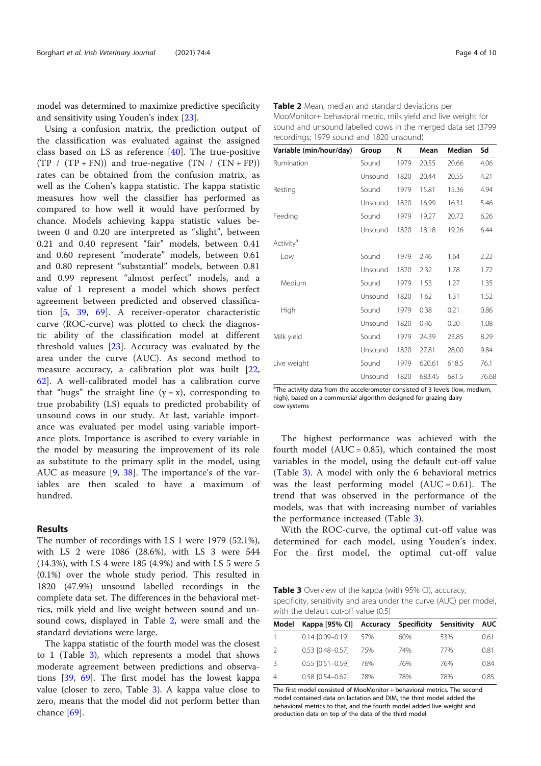model was determined to maximize predictive specificity and sensitivity using Youden's index [23].

Using a confusion matrix, the prediction output of the classification was evaluated against the assigned class based on LS as reference [40]. The true-positive (TP / (TP + FN)) and true-negative (TN / (TN + FP)) rates can be obtained from the confusion matrix, as well as the Cohen's kappa statistic. The kappa statistic measures how well the classifier has performed as compared to how well it would have performed by chance. Models achieving kappa statistic values between 0 and 0.20 are interpreted as "slight", between 0.21 and 0.40 represent "fair" models, between 0.41 and 0.60 represent "moderate" models, between 0.61 and 0.80 represent "substantial" models, between 0.81 and 0.99 represent "almost perfect" models, and a value of 1 represent a model which shows perfect agreement between predicted and observed classification [5, 39, 69]. A receiver-operator characteristic curve (ROC-curve) was plotted to check the diagnostic ability of the classification model at different threshold values [23]. Accuracy was evaluated by the area under the curve (AUC). As second method to measure accuracy, a calibration plot was built [22, 62]. A well-calibrated model has a calibration curve that "hugs" the straight line (y = x), corresponding to true probability (LS) equals to predicted probability of unsound cows in our study. At last, variable importance was evaluated per model using variable importance plots. Importance is ascribed to every variable in the model by measuring the improvement of its role as substitute to the primary split in the model, using AUC as measure [9, 38]. The importance's of the variables are then scaled to have a maximum of hundred.

## Results

The number of recordings with LS 1 were 1979 (52.1%), with LS 2 were 1086 (28.6%), with LS 3 were 544 (14.3%), with LS 4 were 185 (4.9%) and with LS 5 were 5 (0.1%) over the whole study period. This resulted in 1820 (47.9%) unsound labelled recordings in the complete data set. The differences in the behavioral metrics, milk yield and live weight between sound and unsound cows, displayed in Table 2, were small and the standard deviations were large.

The kappa statistic of the fourth model was the closest to 1 (Table 3), which represents a model that shows moderate agreement between predictions and observations [39, 69]. The first model has the lowest kappa value (closer to zero, Table 3). A kappa value close to zero, means that the model did not perform better than chance [69].

**Table 2** Mean, median and standard deviations per MooMonitor+ behavioral metric, milk yield and live weight for sound and unsound labelled cows in the merged data set (3799 recordings; 1979 sound and 1820 unsound)

| Variable (min/hour/day) | Group | N | Mean | Median | Sd |
|---|---|---|---|---|---|
| Rumination | Sound | 1979 | 20.55 | 20.66 | 4.06 |
| | Unsound | 1820 | 20.44 | 20.55 | 4.21 |
| Resting | Sound | 1979 | 15.81 | 15.36 | 4.94 |
| | Unsound | 1820 | 16.99 | 16.31 | 5.46 |
| Feeding | Sound | 1979 | 19.27 | 20.72 | 6.26 |
| | Unsound | 1820 | 18.18 | 19.26 | 6.44 |
| Activity[a] | | | | | |
| Low | Sound | 1979 | 2.46 | 1.64 | 2.22 |
| | Unsound | 1820 | 2.32 | 1.78 | 1.72 |
| Medium | Sound | 1979 | 1.53 | 1.27 | 1.35 |
| | Unsound | 1820 | 1.62 | 1.31 | 1.52 |
| High | Sound | 1979 | 0.38 | 0.21 | 0.86 |
| | Unsound | 1820 | 0.46 | 0.20 | 1.08 |
| Milk yield | Sound | 1979 | 24.39 | 23.85 | 8.29 |
| | Unsound | 1820 | 27.81 | 28.00 | 9.84 |
| Live weight | Sound | 1979 | 620.61 | 618.5 | 76.1 |
| | Unsound | 1820 | 683.45 | 681.5 | 76.68 |

[a]The activity data from the accelerometer consisted of 3 levels (low, medium, high), based on a commercial algorithm designed for grazing dairy cow systems

The highest performance was achieved with the fourth model (AUC = 0.85), which contained the most variables in the model, using the default cut-off value (Table 3). A model with only the 6 behavioral metrics was the least performing model (AUC = 0.61). The trend that was observed in the performance of the models, was that with increasing number of variables the performance increased (Table 3).

With the ROC-curve, the optimal cut-off value was determined for each model, using Youden's index. For the first model, the optimal cut-off value

**Table 3** Overview of the kappa (with 95% CI), accuracy, specificity, sensitivity and area under the curve (AUC) per model, with the default cut-off value (0.5)

| Model | Kappa [95% CI] | Accuracy | Specificity | Sensitivity | AUC |
|---|---|---|---|---|---|
| 1 | 0.14 [0.09–0.19] | 57% | 60% | 53% | 0.61 |
| 2 | 0.53 [0.48–0.57] | 75% | 74% | 77% | 0.81 |
| 3 | 0.55 [0.51–0.59] | 76% | 76% | 76% | 0.84 |
| 4 | 0.58 [0.54–0.62] | 78% | 78% | 78% | 0.85 |

The first model consisted of MooMonitor + behavioral metrics. The second model contained data on lactation and DIM, the third model added the behavioral metrics to that, and the fourth model added live weight and production data on top of the data of the third model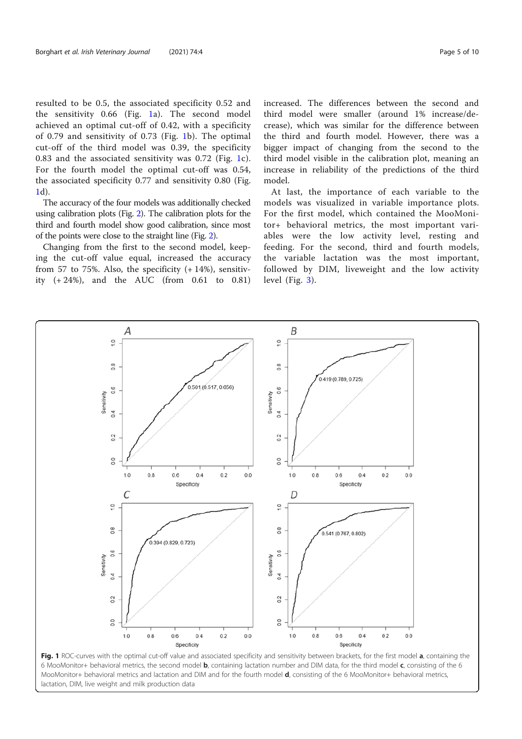resulted to be 0.5, the associated specificity 0.52 and the sensitivity 0.66 (Fig. 1a). The second model achieved an optimal cut-off of 0.42, with a specificity of 0.79 and sensitivity of 0.73 (Fig. 1b). The optimal cut-off of the third model was 0.39, the specificity 0.83 and the associated sensitivity was 0.72 (Fig. 1c). For the fourth model the optimal cut-off was 0.54, the associated specificity 0.77 and sensitivity 0.80 (Fig. 1d).

The accuracy of the four models was additionally checked using calibration plots (Fig. 2). The calibration plots for the third and fourth model show good calibration, since most of the points were close to the straight line (Fig. 2).

Changing from the first to the second model, keeping the cut-off value equal, increased the accuracy from 57 to 75%. Also, the specificity (+ 14%), sensitivity (+ 24%), and the AUC (from 0.61 to 0.81) increased. The differences between the second and third model were smaller (around 1% increase/decrease), which was similar for the difference between the third and fourth model. However, there was a bigger impact of changing from the second to the third model visible in the calibration plot, meaning an increase in reliability of the predictions of the third model.

At last, the importance of each variable to the models was visualized in variable importance plots. For the first model, which contained the MooMonitor+ behavioral metrics, the most important variables were the low activity level, resting and feeding. For the second, third and fourth models, the variable lactation was the most important, followed by DIM, liveweight and the low activity level (Fig. 3).

**Fig. 1** ROC-curves with the optimal cut-off value and associated specificity and sensitivity between brackets, for the first model **a**, containing the 6 MooMonitor+ behavioral metrics, the second model **b**, containing lactation number and DIM data, for the third model **c**, consisting of the 6 MooMonitor+ behavioral metrics and lactation and DIM and for the fourth model **d**, consisting of the 6 MooMonitor+ behavioral metrics, lactation, DIM, live weight and milk production data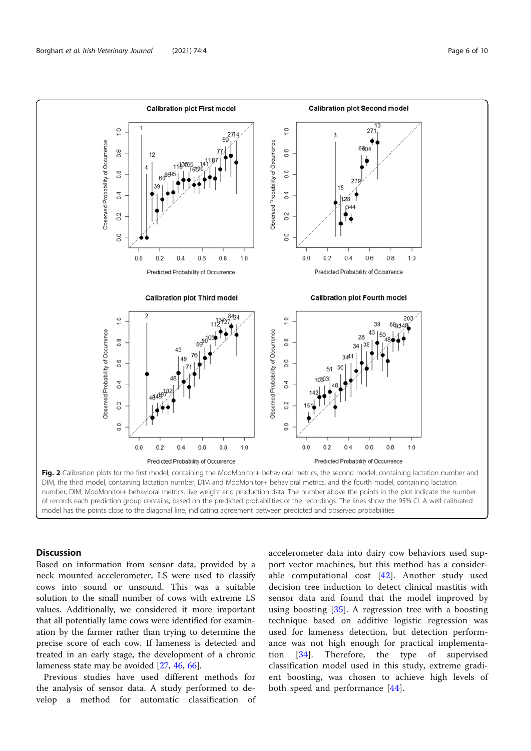**Fig. 2** Calibration plots for the first model, containing the MooMonitor+ behavioral metrics, the second model, containing lactation number and DIM, the third model, containing lactation number, DIM and MooMonitor+ behavioral metrics, and the fourth model, containing lactation number, DIM, MooMonitor+ behavioral metrics, live weight and production data. The number above the points in the plot indicate the number of records each prediction group contains, based on the predicted probabilities of the recordings. The lines show the 95% CI. A well-calibrated model has the points close to the diagonal line, indicating agreement between predicted and observed probabilities

## Discussion

Based on information from sensor data, provided by a neck mounted accelerometer, LS were used to classify cows into sound or unsound. This was a suitable solution to the small number of cows with extreme LS values. Additionally, we considered it more important that all potentially lame cows were identified for examination by the farmer rather than trying to determine the precise score of each cow. If lameness is detected and treated in an early stage, the development of a chronic lameness state may be avoided [27, 46, 66].

Previous studies have used different methods for the analysis of sensor data. A study performed to develop a method for automatic classification of accelerometer data into dairy cow behaviors used support vector machines, but this method has a considerable computational cost [42]. Another study used decision tree induction to detect clinical mastitis with sensor data and found that the model improved by using boosting [35]. A regression tree with a boosting technique based on additive logistic regression was used for lameness detection, but detection performance was not high enough for practical implementation [34]. Therefore, the type of supervised classification model used in this study, extreme gradient boosting, was chosen to achieve high levels of both speed and performance [44].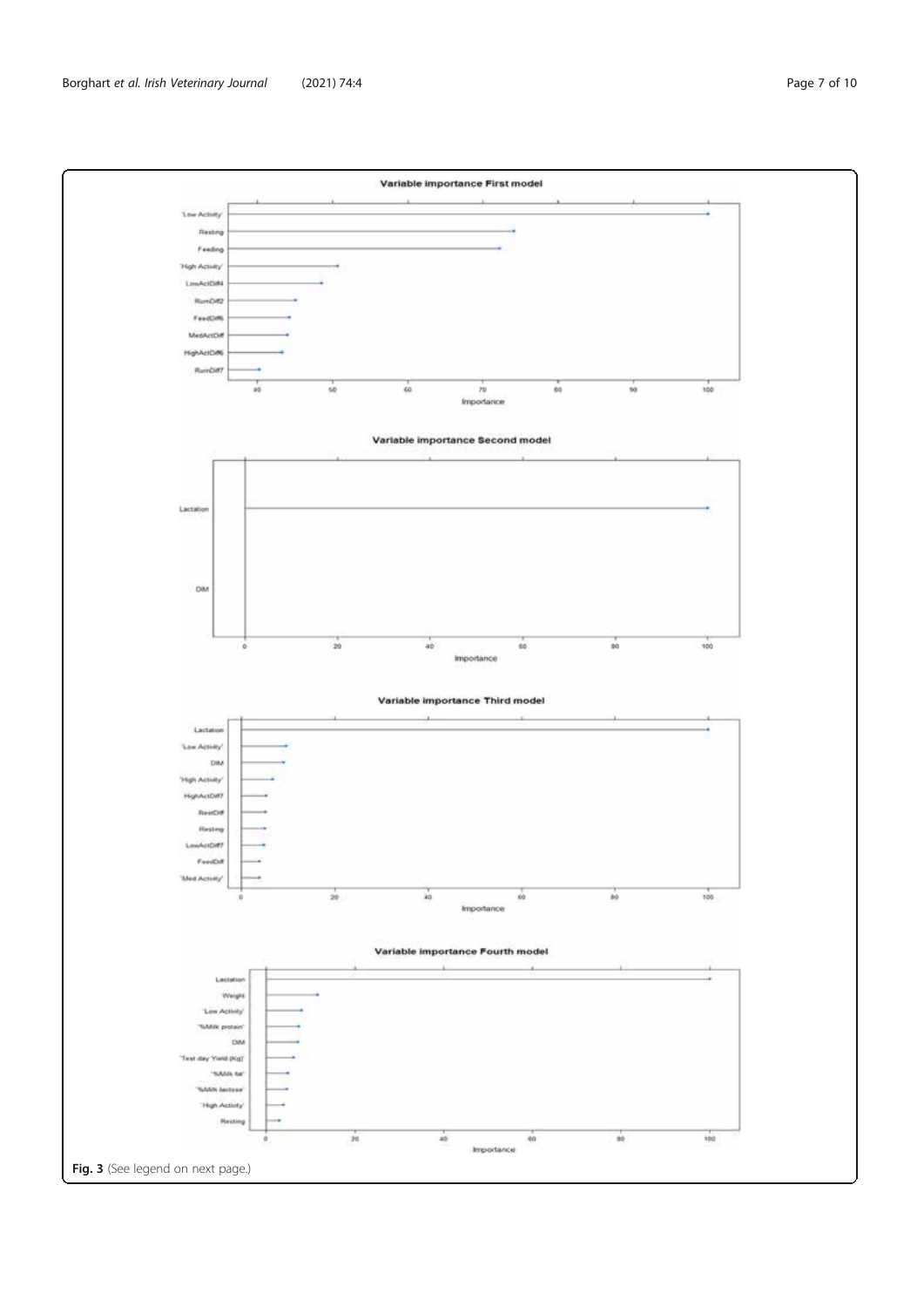**Variable importance First model**

| Variable | Importance (approx.) |
|---|---|
| 'Low Activity' | 100 |
| Resting | 74 |
| Feeding | 72 |
| 'High Activity' | 51 |
| LowActDiff4 | 48 |
| RumDiff2 | 45 |
| FeedDiff6 | 44 |
| MedActDiff | 44 |
| HighActDiff6 | 43 |
| RumDiff7 | 40 |

**Variable importance Second model**

| Variable | Importance (approx.) |
|---|---|
| Lactation | 100 |
| DIM | 0 |

**Variable importance Third model**

| Variable | Importance (approx.) |
|---|---|
| Lactation | 100 |
| 'Low Activity' | 9 |
| DIM | 9 |
| 'High Activity' | 7 |
| HighActDiff7 | 5 |
| RestDiff | 5 |
| Resting | 5 |
| LowActDiff7 | 5 |
| FeedDiff | 4 |
| 'Med Activity' | 4 |

**Variable importance Fourth model**

| Variable | Importance (approx.) |
|---|---|
| Lactation | 100 |
| Weight | 12 |
| 'Low Activity' | 8 |
| '%Milk protein' | 7 |
| DIM | 7 |
| 'Test day Yield (Kg)' | 6 |
| '%Milk fat' | 5 |
| '%Milk lactose' | 5 |
| 'High Activity' | 4 |
| Resting | 3 |

**Fig. 3** (See legend on next page.)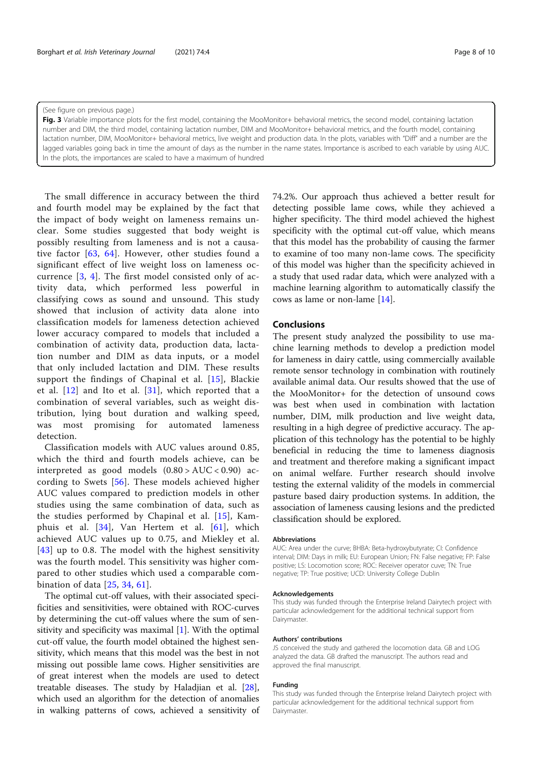(See figure on previous page.)

**Fig. 3** Variable importance plots for the first model, containing the MooMonitor+ behavioral metrics, the second model, containing lactation number and DIM, the third model, containing lactation number, DIM and MooMonitor+ behavioral metrics, and the fourth model, containing lactation number, DIM, MooMonitor+ behavioral metrics, live weight and production data. In the plots, variables with "Diff" and a number are the lagged variables going back in time the amount of days as the number in the name states. Importance is ascribed to each variable by using AUC. In the plots, the importances are scaled to have a maximum of hundred

The small difference in accuracy between the third and fourth model may be explained by the fact that the impact of body weight on lameness remains unclear. Some studies suggested that body weight is possibly resulting from lameness and is not a causative factor [63, 64]. However, other studies found a significant effect of live weight loss on lameness occurrence [3, 4]. The first model consisted only of activity data, which performed less powerful in classifying cows as sound and unsound. This study showed that inclusion of activity data alone into classification models for lameness detection achieved lower accuracy compared to models that included a combination of activity data, production data, lactation number and DIM as data inputs, or a model that only included lactation and DIM. These results support the findings of Chapinal et al. [15], Blackie et al. [12] and Ito et al. [31], which reported that a combination of several variables, such as weight distribution, lying bout duration and walking speed, was most promising for automated lameness detection.

Classification models with AUC values around 0.85, which the third and fourth models achieve, can be interpreted as good models ($0.80 > AUC < 0.90$) according to Swets [56]. These models achieved higher AUC values compared to prediction models in other studies using the same combination of data, such as the studies performed by Chapinal et al. [15], Kamphuis et al. [34], Van Hertem et al. [61], which achieved AUC values up to 0.75, and Miekley et al. [43] up to 0.8. The model with the highest sensitivity was the fourth model. This sensitivity was higher compared to other studies which used a comparable combination of data [25, 34, 61].

The optimal cut-off values, with their associated specificities and sensitivities, were obtained with ROC-curves by determining the cut-off values where the sum of sensitivity and specificity was maximal [1]. With the optimal cut-off value, the fourth model obtained the highest sensitivity, which means that this model was the best in not missing out possible lame cows. Higher sensitivities are of great interest when the models are used to detect treatable diseases. The study by Haladjian et al. [28], which used an algorithm for the detection of anomalies in walking patterns of cows, achieved a sensitivity of 74.2%. Our approach thus achieved a better result for detecting possible lame cows, while they achieved a higher specificity. The third model achieved the highest specificity with the optimal cut-off value, which means that this model has the probability of causing the farmer to examine of too many non-lame cows. The specificity of this model was higher than the specificity achieved in a study that used radar data, which were analyzed with a machine learning algorithm to automatically classify the cows as lame or non-lame [14].

## Conclusions

The present study analyzed the possibility to use machine learning methods to develop a prediction model for lameness in dairy cattle, using commercially available remote sensor technology in combination with routinely available animal data. Our results showed that the use of the MooMonitor+ for the detection of unsound cows was best when used in combination with lactation number, DIM, milk production and live weight data, resulting in a high degree of predictive accuracy. The application of this technology has the potential to be highly beneficial in reducing the time to lameness diagnosis and treatment and therefore making a significant impact on animal welfare. Further research should involve testing the external validity of the models in commercial pasture based dairy production systems. In addition, the association of lameness causing lesions and the predicted classification should be explored.

### Abbreviations

AUC: Area under the curve; BHBA: Beta-hydroxybutyrate; CI: Confidence interval; DIM: Days in milk; EU: European Union; FN: False negative; FP: False positive; LS: Locomotion score; ROC: Receiver operator cuve; TN: True negative; TP: True positive; UCD: University College Dublin

### Acknowledgements

This study was funded through the Enterprise Ireland Dairytech project with particular acknowledgement for the additional technical support from Dairymaster.

### Authors' contributions

JS conceived the study and gathered the locomotion data. GB and LOG analyzed the data. GB drafted the manuscript. The authors read and approved the final manuscript.

### Funding

This study was funded through the Enterprise Ireland Dairytech project with particular acknowledgement for the additional technical support from Dairymaster.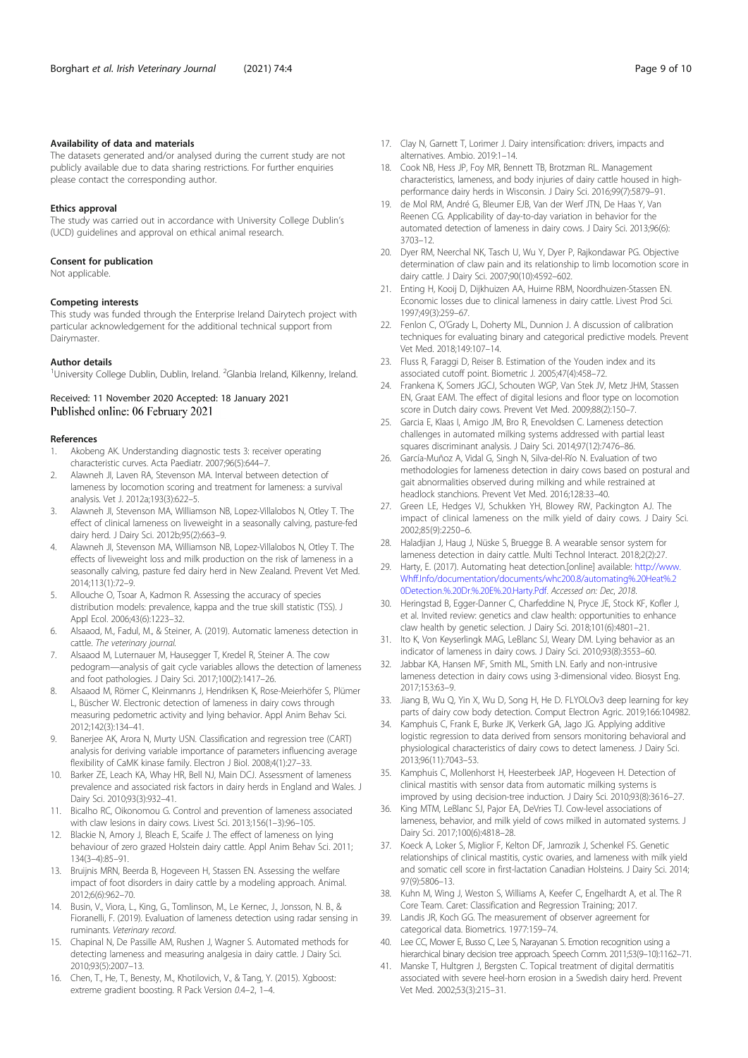## Availability of data and materials

The datasets generated and/or analysed during the current study are not publicly available due to data sharing restrictions. For further enquiries please contact the corresponding author.

## Ethics approval

The study was carried out in accordance with University College Dublin's (UCD) guidelines and approval on ethical animal research.

## Consent for publication

Not applicable.

## Competing interests

This study was funded through the Enterprise Ireland Dairytech project with particular acknowledgement for the additional technical support from Dairymaster.

## Author details

[1]University College Dublin, Dublin, Ireland. [2]Glanbia Ireland, Kilkenny, Ireland.

Received: 11 November 2020 Accepted: 18 January 2021
Published online: 06 February 2021

## References

1. Akobeng AK. Understanding diagnostic tests 3: receiver operating characteristic curves. Acta Paediatr. 2007;96(5):644–7.
2. Alawneh JI, Laven RA, Stevenson MA. Interval between detection of lameness by locomotion scoring and treatment for lameness: a survival analysis. Vet J. 2012a;193(3):622–5.
3. Alawneh JI, Stevenson MA, Williamson NB, Lopez-Villalobos N, Otley T. The effect of clinical lameness on liveweight in a seasonally calving, pasture-fed dairy herd. J Dairy Sci. 2012b;95(2):663–9.
4. Alawneh JI, Stevenson MA, Williamson NB, Lopez-Villalobos N, Otley T. The effects of liveweight loss and milk production on the risk of lameness in a seasonally calving, pasture fed dairy herd in New Zealand. Prevent Vet Med. 2014;113(1):72–9.
5. Allouche O, Tsoar A, Kadmon R. Assessing the accuracy of species distribution models: prevalence, kappa and the true skill statistic (TSS). J Appl Ecol. 2006;43(6):1223–32.
6. Alsaaod, M., Fadul, M., & Steiner, A. (2019). Automatic lameness detection in cattle. *The veterinary journal*.
7. Alsaaod M, Luternauer M, Hausegger T, Kredel R, Steiner A. The cow pedogram—analysis of gait cycle variables allows the detection of lameness and foot pathologies. J Dairy Sci. 2017;100(2):1417–26.
8. Alsaaod M, Römer C, Kleinmanns J, Hendriksen K, Rose-Meierhöfer S, Plümer L, Büscher W. Electronic detection of lameness in dairy cows through measuring pedometric activity and lying behavior. Appl Anim Behav Sci. 2012;142(3):134–41.
9. Banerjee AK, Arora N, Murty USN. Classification and regression tree (CART) analysis for deriving variable importance of parameters influencing average flexibility of CaMK kinase family. Electron J Biol. 2008;4(1):27–33.
10. Barker ZE, Leach KA, Whay HR, Bell NJ, Main DCJ. Assessment of lameness prevalence and associated risk factors in dairy herds in England and Wales. J Dairy Sci. 2010;93(3):932–41.
11. Bicalho RC, Oikonomou G. Control and prevention of lameness associated with claw lesions in dairy cows. Livest Sci. 2013;156(1–3):96–105.
12. Blackie N, Amory J, Bleach E, Scaife J. The effect of lameness on lying behaviour of zero grazed Holstein dairy cattle. Appl Anim Behav Sci. 2011; 134(3–4):85–91.
13. Bruijnis MRN, Beerda B, Hogeveen H, Stassen EN. Assessing the welfare impact of foot disorders in dairy cattle by a modeling approach. Animal. 2012;6(6):962–70.
14. Busin, V., Viora, L., King, G., Tomlinson, M., Le Kernec, J., Jonsson, N. B., & Fioranelli, F. (2019). Evaluation of lameness detection using radar sensing in ruminants. *Veterinary record*.
15. Chapinal N, De Passille AM, Rushen J, Wagner S. Automated methods for detecting lameness and measuring analgesia in dairy cattle. J Dairy Sci. 2010;93(5):2007–13.
16. Chen, T., He, T., Benesty, M., Khotilovich, V., & Tang, Y. (2015). Xgboost: extreme gradient boosting. R Pack Version *0.*4–2, 1–4.
17. Clay N, Garnett T, Lorimer J. Dairy intensification: drivers, impacts and alternatives. Ambio. 2019:1–14.
18. Cook NB, Hess JP, Foy MR, Bennett TB, Brotzman RL. Management characteristics, lameness, and body injuries of dairy cattle housed in high-performance dairy herds in Wisconsin. J Dairy Sci. 2016;99(7):5879–91.
19. de Mol RM, André G, Bleumer EJB, Van der Werf JTN, De Haas Y, Van Reenen CG. Applicability of day-to-day variation in behavior for the automated detection of lameness in dairy cows. J Dairy Sci. 2013;96(6): 3703–12.
20. Dyer RM, Neerchal NK, Tasch U, Wu Y, Dyer P, Rajkondawar PG. Objective determination of claw pain and its relationship to limb locomotion score in dairy cattle. J Dairy Sci. 2007;90(10):4592–602.
21. Enting H, Kooij D, Dijkhuizen AA, Huirne RBM, Noordhuizen-Stassen EN. Economic losses due to clinical lameness in dairy cattle. Livest Prod Sci. 1997;49(3):259–67.
22. Fenlon C, O'Grady L, Doherty ML, Dunnion J. A discussion of calibration techniques for evaluating binary and categorical predictive models. Prevent Vet Med. 2018;149:107–14.
23. Fluss R, Faraggi D, Reiser B. Estimation of the Youden index and its associated cutoff point. Biometric J. 2005;47(4):458–72.
24. Frankena K, Somers JGCJ, Schouten WGP, Van Stek JV, Metz JHM, Stassen EN, Graat EAM. The effect of digital lesions and floor type on locomotion score in Dutch dairy cows. Prevent Vet Med. 2009;88(2):150–7.
25. Garcia E, Klaas I, Amigo JM, Bro R, Enevoldsen C. Lameness detection challenges in automated milking systems addressed with partial least squares discriminant analysis. J Dairy Sci. 2014;97(12):7476–86.
26. García-Muñoz A, Vidal G, Singh N, Silva-del-Río N. Evaluation of two methodologies for lameness detection in dairy cows based on postural and gait abnormalities observed during milking and while restrained at headlock stanchions. Prevent Vet Med. 2016;128:33–40.
27. Green LE, Hedges VJ, Schukken YH, Blowey RW, Packington AJ. The impact of clinical lameness on the milk yield of dairy cows. J Dairy Sci. 2002;85(9):2250–6.
28. Haladjian J, Haug J, Nüske S, Bruegge B. A wearable sensor system for lameness detection in dairy cattle. Multi Technol Interact. 2018;2(2):27.
29. Harty, E. (2017). Automating heat detection.[online] available: http://www.Whff.Info/documentation/documents/whc200.8/automating%20Heat%20Detection.%20Dr.%20E%20.Harty.Pdf. *Accessed on: Dec, 2018*.
30. Heringstad B, Egger-Danner C, Charfeddine N, Pryce JE, Stock KF, Kofler J, et al. Invited review: genetics and claw health: opportunities to enhance claw health by genetic selection. J Dairy Sci. 2018;101(6):4801–21.
31. Ito K, Von Keyserlingk MAG, LeBlanc SJ, Weary DM. Lying behavior as an indicator of lameness in dairy cows. J Dairy Sci. 2010;93(8):3553–60.
32. Jabbar KA, Hansen MF, Smith ML, Smith LN. Early and non-intrusive lameness detection in dairy cows using 3-dimensional video. Biosyst Eng. 2017;153:63–9.
33. Jiang B, Wu Q, Yin X, Wu D, Song H, He D. FLYOLOv3 deep learning for key parts of dairy cow body detection. Comput Electron Agric. 2019;166:104982.
34. Kamphuis C, Frank E, Burke JK, Verkerk GA, Jago JG. Applying additive logistic regression to data derived from sensors monitoring behavioral and physiological characteristics of dairy cows to detect lameness. J Dairy Sci. 2013;96(11):7043–53.
35. Kamphuis C, Mollenhorst H, Heesterbeek JAP, Hogeveen H. Detection of clinical mastitis with sensor data from automatic milking systems is improved by using decision-tree induction. J Dairy Sci. 2010;93(8):3616–27.
36. King MTM, LeBlanc SJ, Pajor EA, DeVries TJ. Cow-level associations of lameness, behavior, and milk yield of cows milked in automated systems. J Dairy Sci. 2017;100(6):4818–28.
37. Koeck A, Loker S, Miglior F, Kelton DF, Jamrozik J, Schenkel FS. Genetic relationships of clinical mastitis, cystic ovaries, and lameness with milk yield and somatic cell score in first-lactation Canadian Holsteins. J Dairy Sci. 2014; 97(9):5806–13.
38. Kuhn M, Wing J, Weston S, Williams A, Keefer C, Engelhardt A, et al. The R Core Team. Caret: Classification and Regression Training; 2017.
39. Landis JR, Koch GG. The measurement of observer agreement for categorical data. Biometrics. 1977:159–74.
40. Lee CC, Mower E, Busso C, Lee S, Narayanan S. Emotion recognition using a hierarchical binary decision tree approach. Speech Comm. 2011;53(9–10):1162–71.
41. Manske T, Hultgren J, Bergsten C. Topical treatment of digital dermatitis associated with severe heel-horn erosion in a Swedish dairy herd. Prevent Vet Med. 2002;53(3):215–31.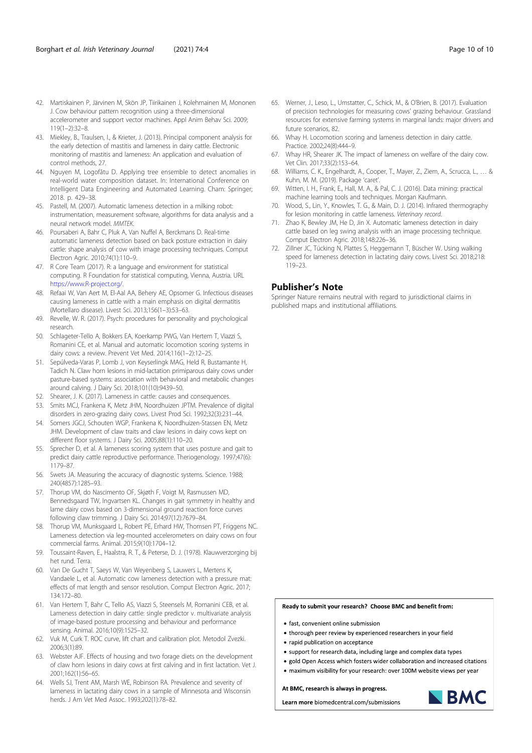42. Martiskainen P, Järvinen M, Skön JP, Tiirikainen J, Kolehmainen M, Mononen J. Cow behaviour pattern recognition using a three-dimensional accelerometer and support vector machines. Appl Anim Behav Sci. 2009; 119(1–2):32–8.
43. Miekley, B., Traulsen, I., & Krieter, J. (2013). Principal component analysis for the early detection of mastitis and lameness in dairy cattle. Electronic monitoring of mastitis and lameness: An application and evaluation of control methods, 27.
44. Nguyen M, Logofătu D. Applying tree ensemble to detect anomalies in real-world water composition dataset. In: International Conference on Intelligent Data Engineering and Automated Learning. Cham: Springer; 2018. p. 429–38.
45. Pastell, M. (2007). Automatic lameness detection in a milking robot: instrumentation, measurement software, algorithms for data analysis and a neural network model. *MMTEK*.
46. Poursaberi A, Bahr C, Pluk A, Van Nuffel A, Berckmans D. Real-time automatic lameness detection based on back posture extraction in dairy cattle: shape analysis of cow with image processing techniques. Comput Electron Agric. 2010;74(1):110–9.
47. R Core Team (2017). R: a language and environment for statistical computing. R Foundation for statistical computing, Vienna, Austria. URL https://www.R-project.org/.
48. Refaai W, Van Aert M, El-Aal AA, Behery AE, Opsomer G. Infectious diseases causing lameness in cattle with a main emphasis on digital dermatitis (Mortellaro disease). Livest Sci. 2013;156(1–3):53–63.
49. Revelle, W. R. (2017). Psych: procedures for personality and psychological research.
50. Schlageter-Tello A, Bokkers EA, Koerkamp PWG, Van Hertem T, Viazzi S, Romanini CE, et al. Manual and automatic locomotion scoring systems in dairy cows: a review. Prevent Vet Med. 2014;116(1–2):12–25.
51. Sepúlveda-Varas P, Lomb J, von Keyserlingk MAG, Held R, Bustamante H, Tadich N. Claw horn lesions in mid-lactation primiparous dairy cows under pasture-based systems: association with behavioral and metabolic changes around calving. J Dairy Sci. 2018;101(10):9439–50.
52. Shearer, J. K. (2017). Lameness in cattle: causes and consequences.
53. Smits MCJ, Frankena K, Metz JHM, Noordhuizen JPTM. Prevalence of digital disorders in zero-grazing dairy cows. Livest Prod Sci. 1992;32(3):231–44.
54. Somers JGCJ, Schouten WGP, Frankena K, Noordhuizen-Stassen EN, Metz JHM. Development of claw traits and claw lesions in dairy cows kept on different floor systems. J Dairy Sci. 2005;88(1):110–20.
55. Sprecher D, et al. A lameness scoring system that uses posture and gait to predict dairy cattle reproductive performance. Theriogenology. 1997;47(6): 1179–87.
56. Swets JA. Measuring the accuracy of diagnostic systems. Science. 1988; 240(4857):1285–93.
57. Thorup VM, do Nascimento OF, Skjøth F, Voigt M, Rasmussen MD, Bennedsgaard TW, Ingvartsen KL. Changes in gait symmetry in healthy and lame dairy cows based on 3-dimensional ground reaction force curves following claw trimming. J Dairy Sci. 2014;97(12):7679–84.
58. Thorup VM, Munksgaard L, Robert PE, Erhard HW, Thomsen PT, Friggens NC. Lameness detection via leg-mounted accelerometers on dairy cows on four commercial farms. Animal. 2015;9(10):1704–12.
59. Toussaint-Raven, E., Haalstra, R. T., & Peterse, D. J. (1978). Klauwverzorging bij het rund. Terra.
60. Van De Gucht T, Saeys W, Van Weyenberg S, Lauwers L, Mertens K, Vandaele L, et al. Automatic cow lameness detection with a pressure mat: effects of mat length and sensor resolution. Comput Electron Agric. 2017; 134:172–80.
61. Van Hertem T, Bahr C, Tello AS, Viazzi S, Steensels M, Romanini CEB, et al. Lameness detection in dairy cattle: single predictor v. multivariate analysis of image-based posture processing and behaviour and performance sensing. Animal. 2016;10(9):1525–32.
62. Vuk M, Curk T. ROC curve, lift chart and calibration plot. Metodol Zvezki. 2006;3(1):89.
63. Webster AJF. Effects of housing and two forage diets on the development of claw horn lesions in dairy cows at first calving and in first lactation. Vet J. 2001;162(1):56–65.
64. Wells SJ, Trent AM, Marsh WE, Robinson RA. Prevalence and severity of lameness in lactating dairy cows in a sample of Minnesota and Wisconsin herds. J Am Vet Med Assoc. 1993;202(1):78–82.
65. Werner, J., Leso, L., Umstatter, C., Schick, M., & O'Brien, B. (2017). Evaluation of precision technologies for measuring cows' grazing behaviour. Grassland resources for extensive farming systems in marginal lands: major drivers and future scenarios, 82.
66. Whay H. Locomotion scoring and lameness detection in dairy cattle. Practice. 2002;24(8):444–9.
67. Whay HR, Shearer JK. The impact of lameness on welfare of the dairy cow. Vet Clin. 2017;33(2):153–64.
68. Williams, C. K., Engelhardt, A., Cooper, T., Mayer, Z., Ziem, A., Scrucca, L., … & Kuhn, M. M. (2019). Package 'caret'.
69. Witten, I. H., Frank, E., Hall, M. A., & Pal, C. J. (2016). Data mining: practical machine learning tools and techniques. Morgan Kaufmann.
70. Wood, S., Lin, Y., Knowles, T. G., & Main, D. J. (2014). Infrared thermography for lesion monitoring in cattle lameness. *Veterinary record*.
71. Zhao K, Bewley JM, He D, Jin X. Automatic lameness detection in dairy cattle based on leg swing analysis with an image processing technique. Comput Electron Agric. 2018;148:226–36.
72. Zillner JC, Tücking N, Plattes S, Heggemann T, Büscher W. Using walking speed for lameness detection in lactating dairy cows. Livest Sci. 2018;218: 119–23.

## Publisher's Note

Springer Nature remains neutral with regard to jurisdictional claims in published maps and institutional affiliations.